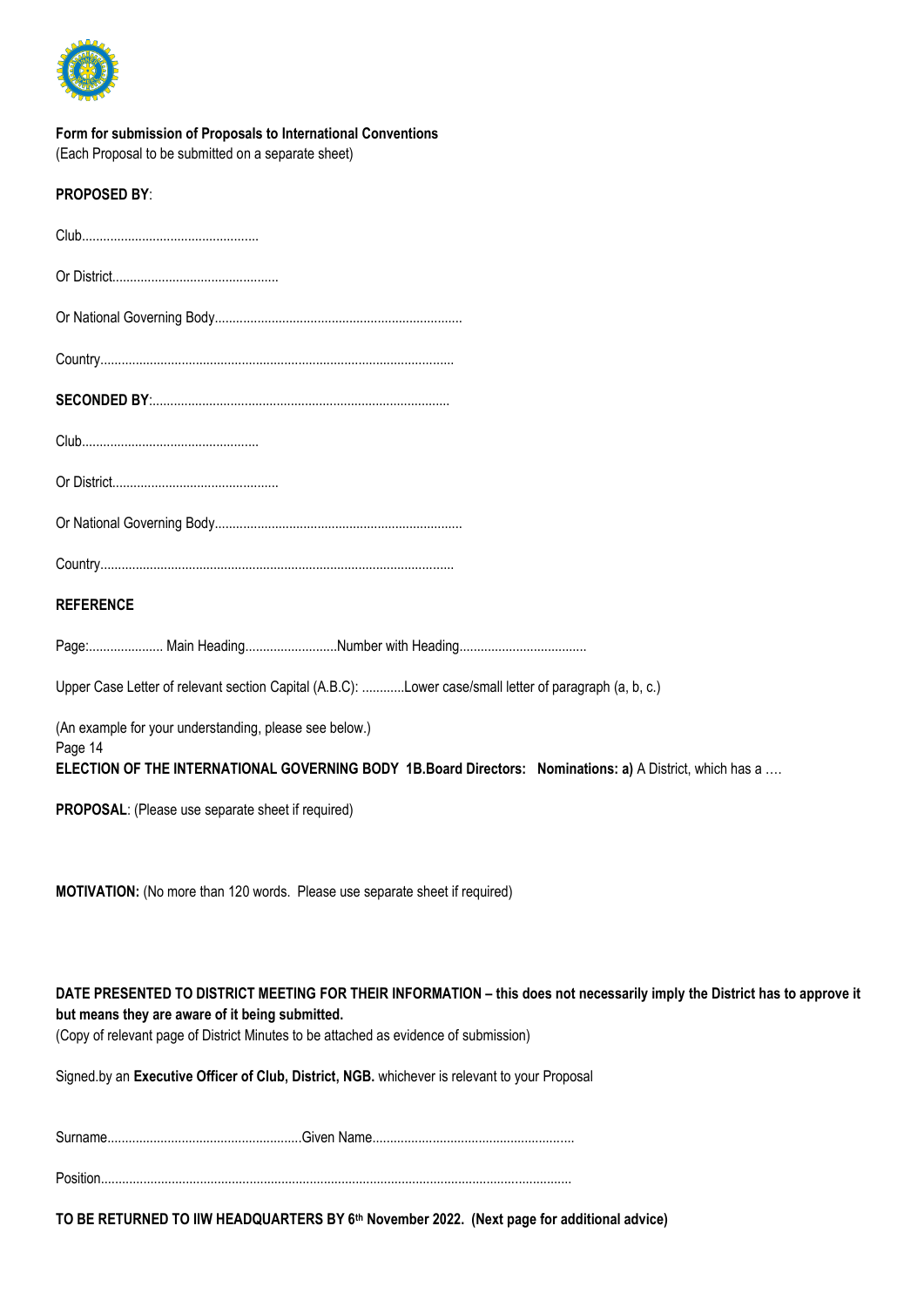**Form for submission of Proposals to International Conventions**
(Each Proposal to be submitted on a separate sheet)

**PROPOSED BY**:

Club..................................................

Or District...............................................

Or National Governing Body.....................................................................

Country...................................................................................................

**SECONDED BY**:...................................................................................

Club..................................................

Or District...............................................

Or National Governing Body.....................................................................

Country...................................................................................................

**REFERENCE**

Page:..................... Main Heading..........................Number with Heading...................................

Upper Case Letter of relevant section Capital (A.B.C): ............Lower case/small letter of paragraph (a, b, c.)

(An example for your understanding, please see below.)
Page 14
**ELECTION OF THE INTERNATIONAL GOVERNING BODY 1B.Board Directors: Nominations: a)** A District, which has a ….

**PROPOSAL**: (Please use separate sheet if required)

**MOTIVATION:** (No more than 120 words. Please use separate sheet if required)

**DATE PRESENTED TO DISTRICT MEETING FOR THEIR INFORMATION – this does not necessarily imply the District has to approve it but means they are aware of it being submitted.**
(Copy of relevant page of District Minutes to be attached as evidence of submission)

Signed.by an **Executive Officer of Club, District, NGB.** whichever is relevant to your Proposal

Surname.......................................................Given Name.........................................................

Position....................................................................................................................................

**TO BE RETURNED TO IIW HEADQUARTERS BY 6th November 2022. (Next page for additional advice)**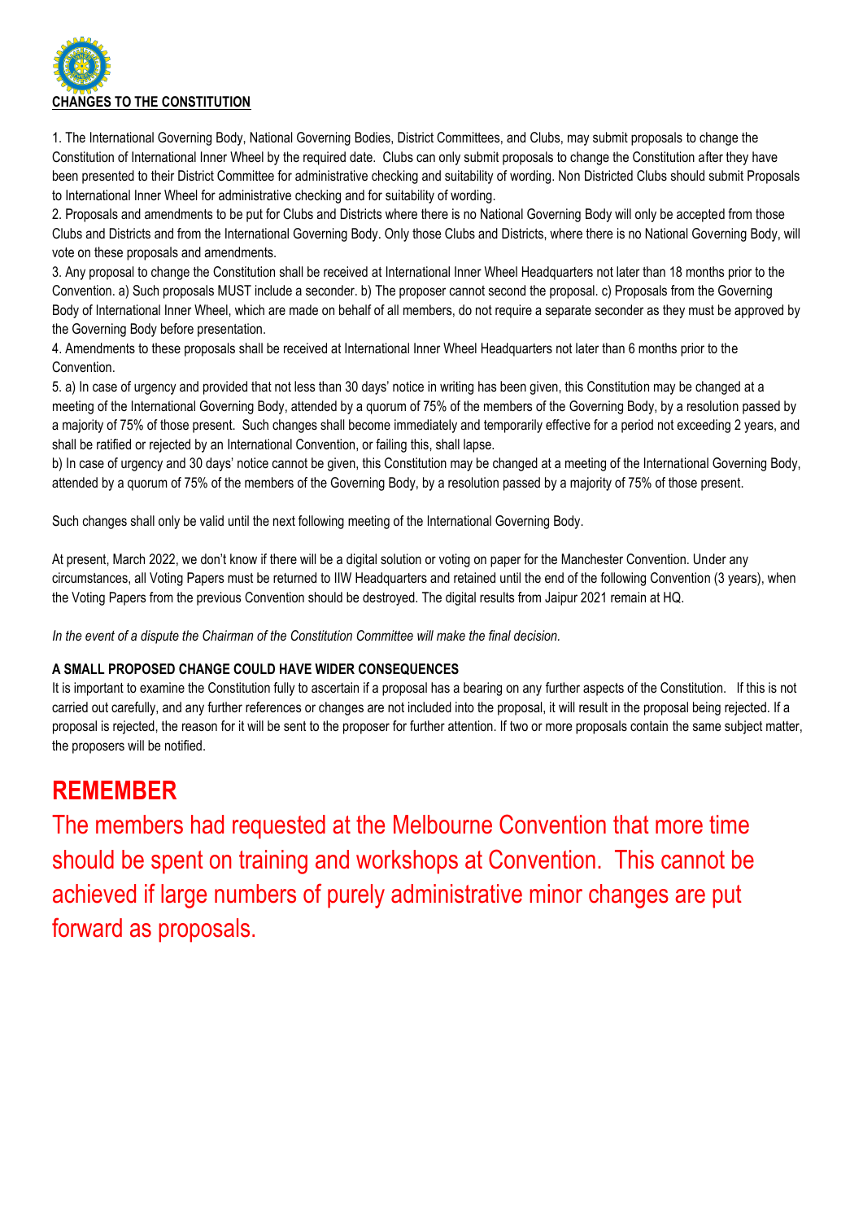**CHANGES TO THE CONSTITUTION**

1. The International Governing Body, National Governing Bodies, District Committees, and Clubs, may submit proposals to change the Constitution of International Inner Wheel by the required date. Clubs can only submit proposals to change the Constitution after they have been presented to their District Committee for administrative checking and suitability of wording. Non Districted Clubs should submit Proposals to International Inner Wheel for administrative checking and for suitability of wording.

2. Proposals and amendments to be put for Clubs and Districts where there is no National Governing Body will only be accepted from those Clubs and Districts and from the International Governing Body. Only those Clubs and Districts, where there is no National Governing Body, will vote on these proposals and amendments.

3. Any proposal to change the Constitution shall be received at International Inner Wheel Headquarters not later than 18 months prior to the Convention. a) Such proposals MUST include a seconder. b) The proposer cannot second the proposal. c) Proposals from the Governing Body of International Inner Wheel, which are made on behalf of all members, do not require a separate seconder as they must be approved by the Governing Body before presentation.

4. Amendments to these proposals shall be received at International Inner Wheel Headquarters not later than 6 months prior to the Convention.

5. a) In case of urgency and provided that not less than 30 days' notice in writing has been given, this Constitution may be changed at a meeting of the International Governing Body, attended by a quorum of 75% of the members of the Governing Body, by a resolution passed by a majority of 75% of those present. Such changes shall become immediately and temporarily effective for a period not exceeding 2 years, and shall be ratified or rejected by an International Convention, or failing this, shall lapse.

b) In case of urgency and 30 days' notice cannot be given, this Constitution may be changed at a meeting of the International Governing Body, attended by a quorum of 75% of the members of the Governing Body, by a resolution passed by a majority of 75% of those present.

Such changes shall only be valid until the next following meeting of the International Governing Body.

At present, March 2022, we don't know if there will be a digital solution or voting on paper for the Manchester Convention. Under any circumstances, all Voting Papers must be returned to IIW Headquarters and retained until the end of the following Convention (3 years), when the Voting Papers from the previous Convention should be destroyed. The digital results from Jaipur 2021 remain at HQ.

*In the event of a dispute the Chairman of the Constitution Committee will make the final decision.*

**A SMALL PROPOSED CHANGE COULD HAVE WIDER CONSEQUENCES**

It is important to examine the Constitution fully to ascertain if a proposal has a bearing on any further aspects of the Constitution. If this is not carried out carefully, and any further references or changes are not included into the proposal, it will result in the proposal being rejected. If a proposal is rejected, the reason for it will be sent to the proposer for further attention. If two or more proposals contain the same subject matter, the proposers will be notified.

## REMEMBER

The members had requested at the Melbourne Convention that more time should be spent on training and workshops at Convention. This cannot be achieved if large numbers of purely administrative minor changes are put forward as proposals.